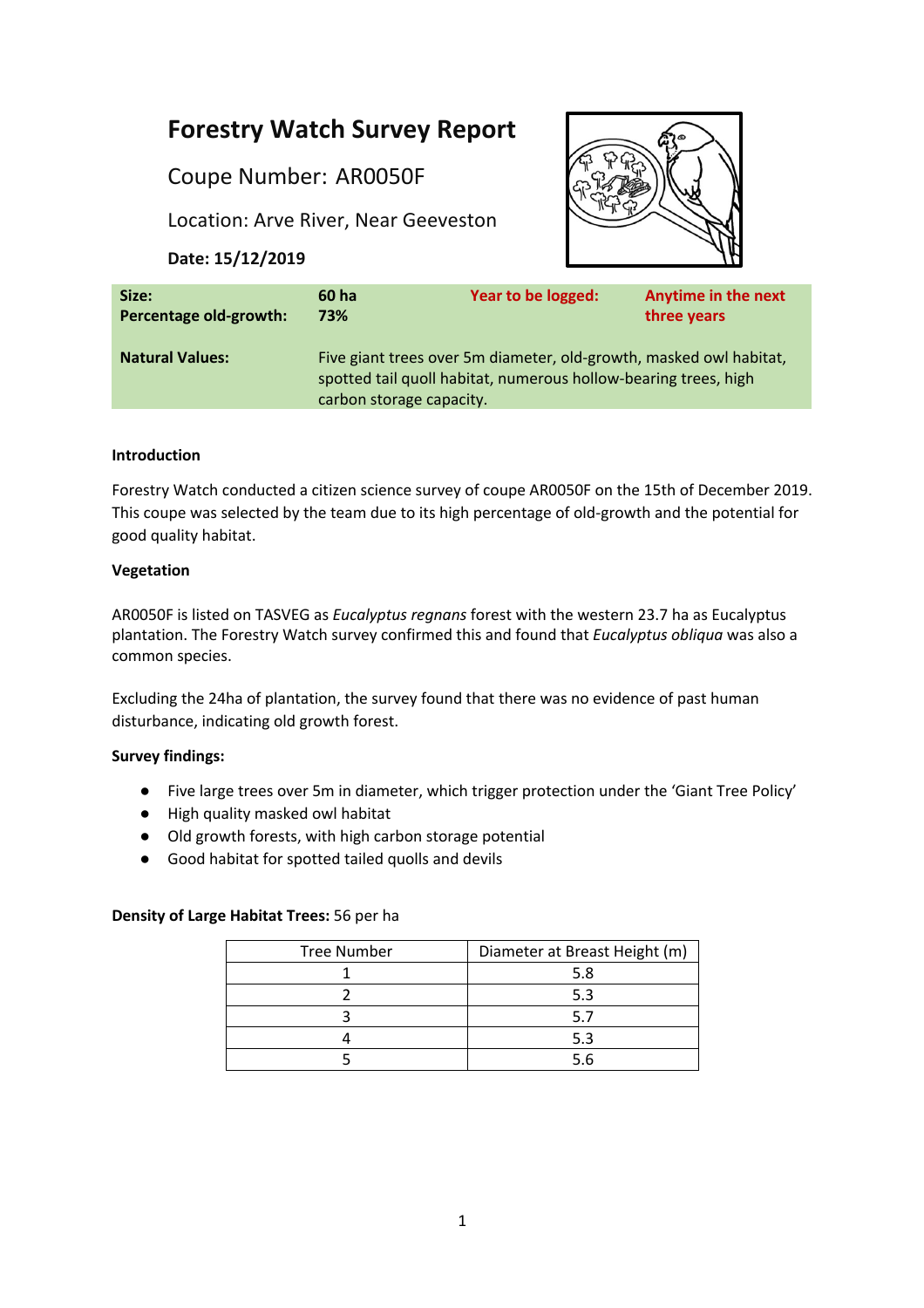# Forestry Watch Survey Report

Coupe Number: AR0050F

Location: Arve River, Near Geeveston

**Date: 15/12/2019**

| | | | |
|---|---|---|---|
| **Size:** | **60 ha** | **Year to be logged:** | **Anytime in the next three years** |
| **Percentage old-growth:** | **73%** | | |
| **Natural Values:** | Five giant trees over 5m diameter, old-growth, masked owl habitat, spotted tail quoll habitat, numerous hollow-bearing trees, high carbon storage capacity. | | |

**Introduction**

Forestry Watch conducted a citizen science survey of coupe AR0050F on the 15th of December 2019. This coupe was selected by the team due to its high percentage of old-growth and the potential for good quality habitat.

**Vegetation**

AR0050F is listed on TASVEG as *Eucalyptus regnans* forest with the western 23.7 ha as Eucalyptus plantation. The Forestry Watch survey confirmed this and found that *Eucalyptus obliqua* was also a common species.

Excluding the 24ha of plantation, the survey found that there was no evidence of past human disturbance, indicating old growth forest.

**Survey findings:**

- Five large trees over 5m in diameter, which trigger protection under the 'Giant Tree Policy'
- High quality masked owl habitat
- Old growth forests, with high carbon storage potential
- Good habitat for spotted tailed quolls and devils

**Density of Large Habitat Trees:** 56 per ha

| Tree Number | Diameter at Breast Height (m) |
|---|---|
| 1 | 5.8 |
| 2 | 5.3 |
| 3 | 5.7 |
| 4 | 5.3 |
| 5 | 5.6 |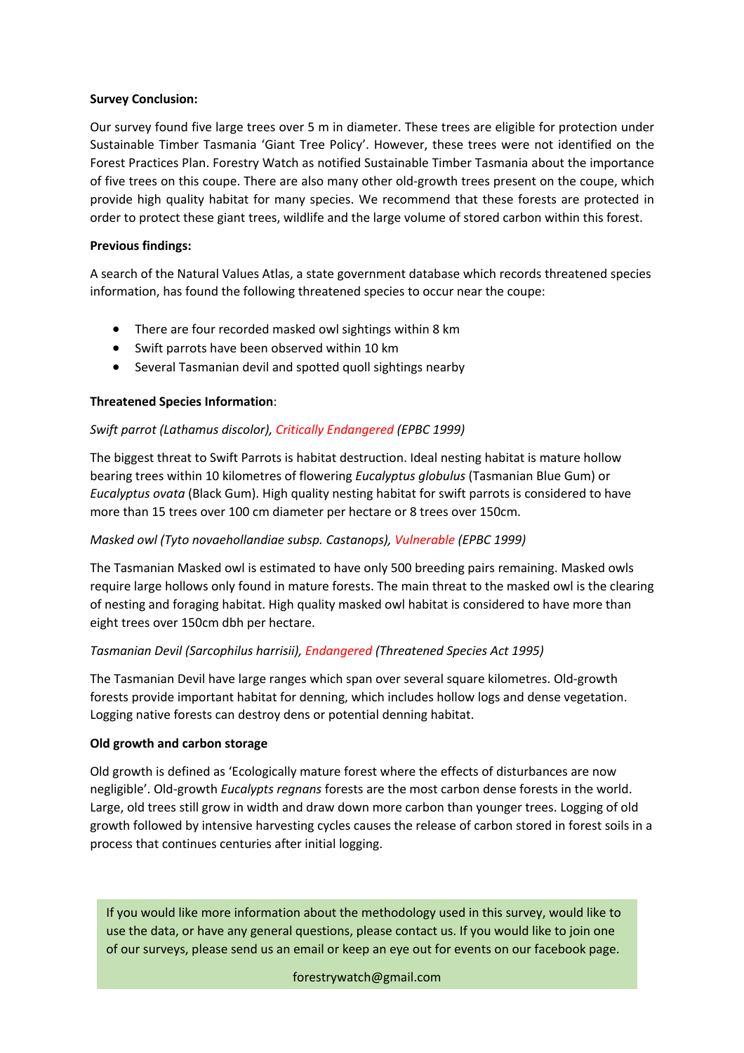**Survey Conclusion:**

Our survey found five large trees over 5 m in diameter. These trees are eligible for protection under Sustainable Timber Tasmania 'Giant Tree Policy'. However, these trees were not identified on the Forest Practices Plan. Forestry Watch as notified Sustainable Timber Tasmania about the importance of five trees on this coupe. There are also many other old-growth trees present on the coupe, which provide high quality habitat for many species. We recommend that these forests are protected in order to protect these giant trees, wildlife and the large volume of stored carbon within this forest.

**Previous findings:**

A search of the Natural Values Atlas, a state government database which records threatened species information, has found the following threatened species to occur near the coupe:

- There are four recorded masked owl sightings within 8 km
- Swift parrots have been observed within 10 km
- Several Tasmanian devil and spotted quoll sightings nearby

**Threatened Species Information**:

*Swift parrot (Lathamus discolor), Critically Endangered (EPBC 1999)*

The biggest threat to Swift Parrots is habitat destruction. Ideal nesting habitat is mature hollow bearing trees within 10 kilometres of flowering *Eucalyptus globulus* (Tasmanian Blue Gum) or *Eucalyptus ovata* (Black Gum). High quality nesting habitat for swift parrots is considered to have more than 15 trees over 100 cm diameter per hectare or 8 trees over 150cm.

*Masked owl (Tyto novaehollandiae subsp. Castanops), Vulnerable (EPBC 1999)*

The Tasmanian Masked owl is estimated to have only 500 breeding pairs remaining. Masked owls require large hollows only found in mature forests. The main threat to the masked owl is the clearing of nesting and foraging habitat. High quality masked owl habitat is considered to have more than eight trees over 150cm dbh per hectare.

*Tasmanian Devil (Sarcophilus harrisii), Endangered (Threatened Species Act 1995)*

The Tasmanian Devil have large ranges which span over several square kilometres. Old-growth forests provide important habitat for denning, which includes hollow logs and dense vegetation. Logging native forests can destroy dens or potential denning habitat.

**Old growth and carbon storage**

Old growth is defined as 'Ecologically mature forest where the effects of disturbances are now negligible'. Old-growth *Eucalypts regnans* forests are the most carbon dense forests in the world. Large, old trees still grow in width and draw down more carbon than younger trees. Logging of old growth followed by intensive harvesting cycles causes the release of carbon stored in forest soils in a process that continues centuries after initial logging.

If you would like more information about the methodology used in this survey, would like to use the data, or have any general questions, please contact us. If you would like to join one of our surveys, please send us an email or keep an eye out for events on our facebook page.

forestrywatch@gmail.com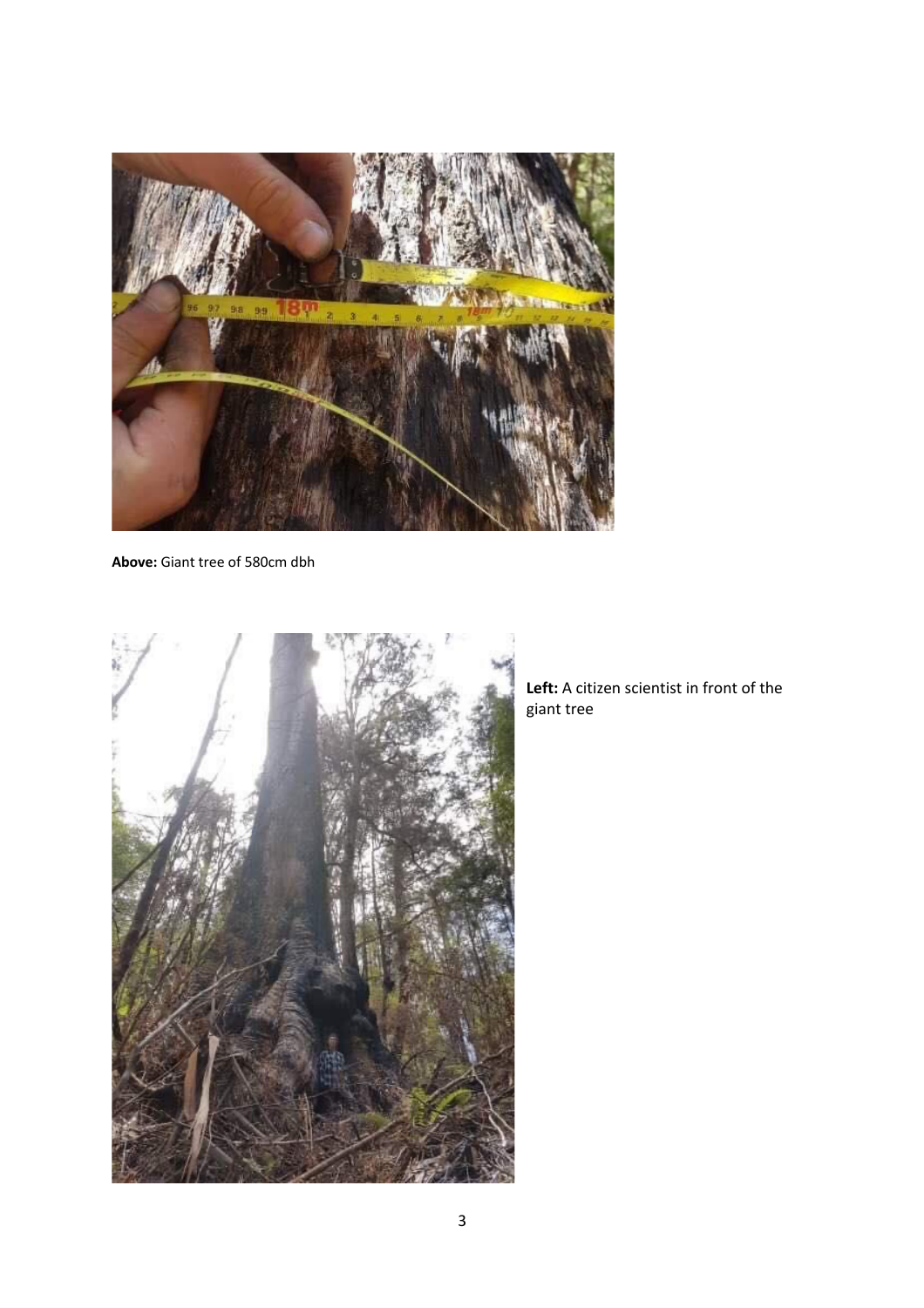**Above:** Giant tree of 580cm dbh

**Left:** A citizen scientist in front of the giant tree